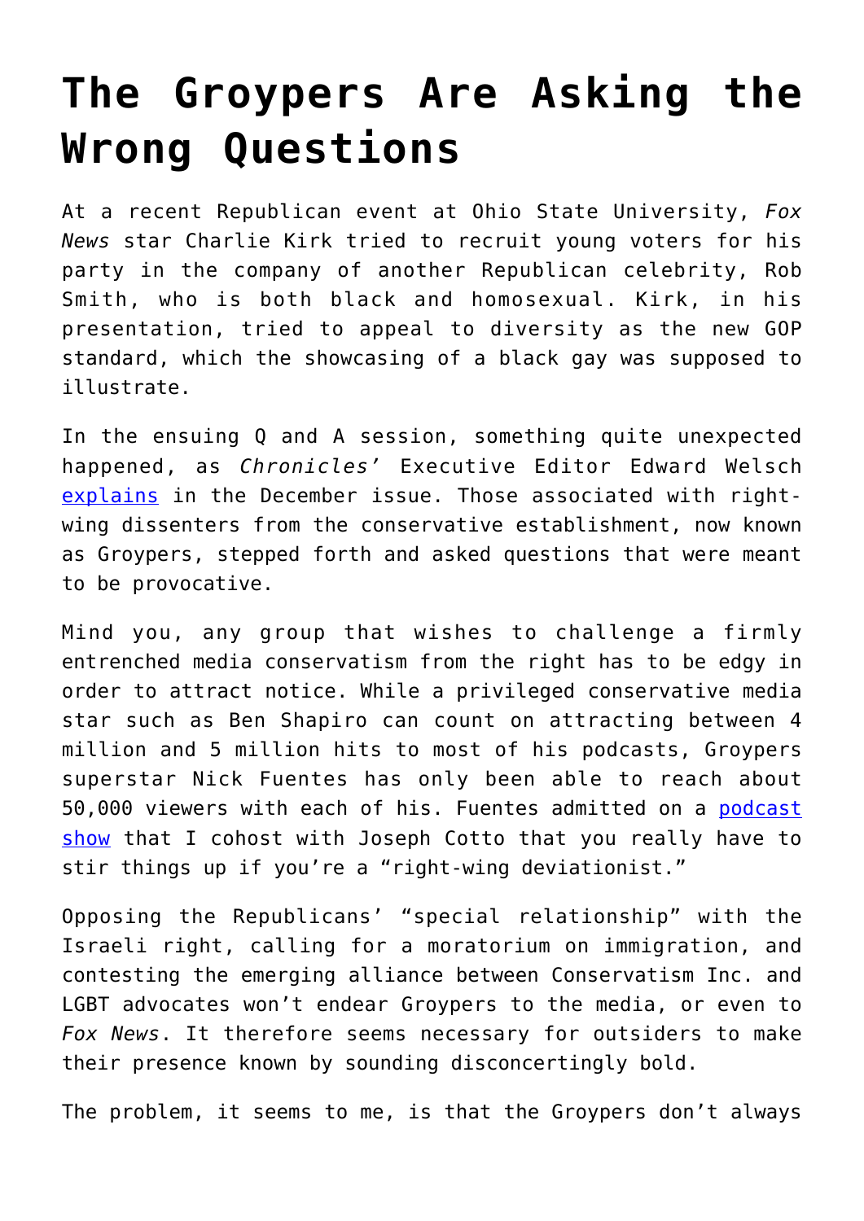# The Groypers Are Asking the Wrong Questions

At a recent Republican event at Ohio State University, *Fox News* star Charlie Kirk tried to recruit young voters for his party in the company of another Republican celebrity, Rob Smith, who is both black and homosexual. Kirk, in his presentation, tried to appeal to diversity as the new GOP standard, which the showcasing of a black gay was supposed to illustrate.

In the ensuing Q and A session, something quite unexpected happened, as *Chronicles'* Executive Editor Edward Welsch [explains](#) in the December issue. Those associated with right-wing dissenters from the conservative establishment, now known as Groypers, stepped forth and asked questions that were meant to be provocative.

Mind you, any group that wishes to challenge a firmly entrenched media conservatism from the right has to be edgy in order to attract notice. While a privileged conservative media star such as Ben Shapiro can count on attracting between 4 million and 5 million hits to most of his podcasts, Groypers superstar Nick Fuentes has only been able to reach about 50,000 viewers with each of his. Fuentes admitted on a [podcast show](#) that I cohost with Joseph Cotto that you really have to stir things up if you're a "right-wing deviationist."

Opposing the Republicans' "special relationship" with the Israeli right, calling for a moratorium on immigration, and contesting the emerging alliance between Conservatism Inc. and LGBT advocates won't endear Groypers to the media, or even to *Fox News*. It therefore seems necessary for outsiders to make their presence known by sounding disconcertingly bold.

The problem, it seems to me, is that the Groypers don't always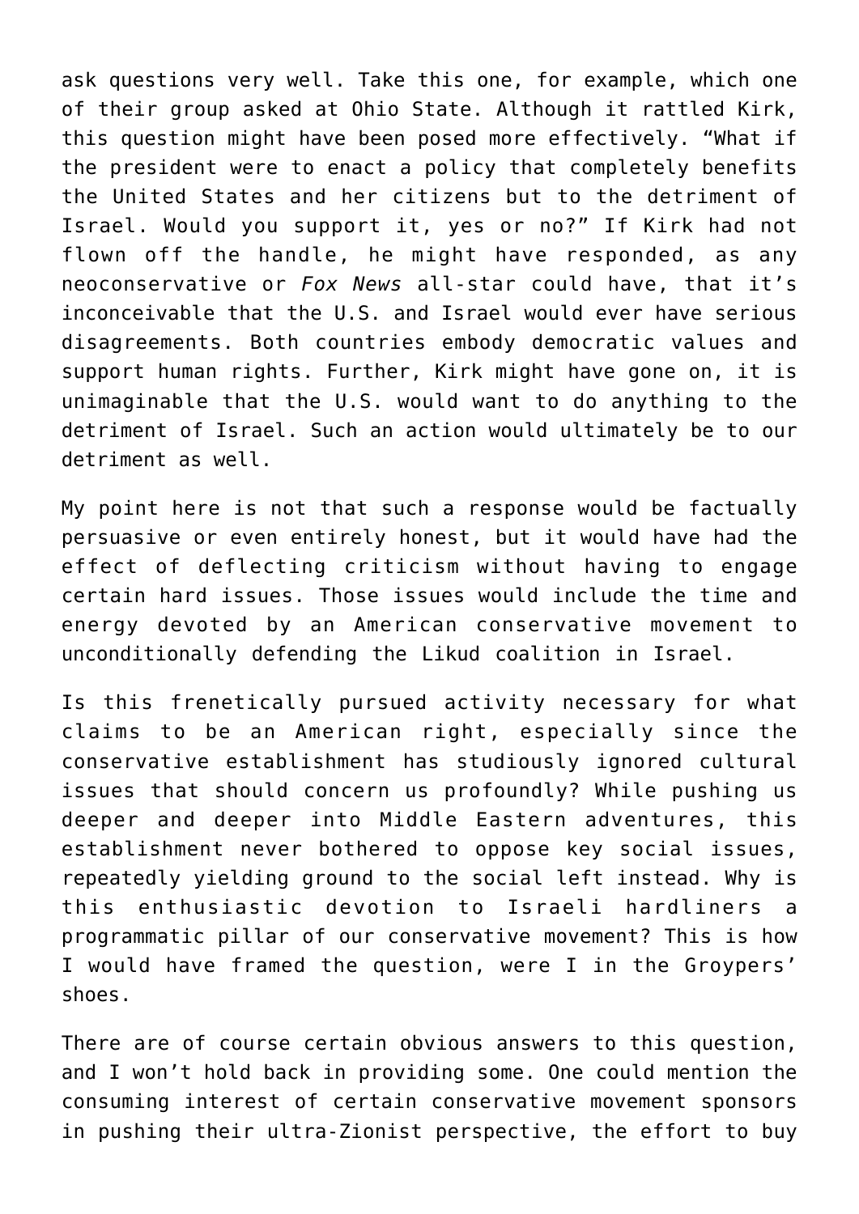ask questions very well. Take this one, for example, which one of their group asked at Ohio State. Although it rattled Kirk, this question might have been posed more effectively. "What if the president were to enact a policy that completely benefits the United States and her citizens but to the detriment of Israel. Would you support it, yes or no?" If Kirk had not flown off the handle, he might have responded, as any neoconservative or *Fox News* all-star could have, that it's inconceivable that the U.S. and Israel would ever have serious disagreements. Both countries embody democratic values and support human rights. Further, Kirk might have gone on, it is unimaginable that the U.S. would want to do anything to the detriment of Israel. Such an action would ultimately be to our detriment as well.

My point here is not that such a response would be factually persuasive or even entirely honest, but it would have had the effect of deflecting criticism without having to engage certain hard issues. Those issues would include the time and energy devoted by an American conservative movement to unconditionally defending the Likud coalition in Israel.

Is this frenetically pursued activity necessary for what claims to be an American right, especially since the conservative establishment has studiously ignored cultural issues that should concern us profoundly? While pushing us deeper and deeper into Middle Eastern adventures, this establishment never bothered to oppose key social issues, repeatedly yielding ground to the social left instead. Why is this enthusiastic devotion to Israeli hardliners a programmatic pillar of our conservative movement? This is how I would have framed the question, were I in the Groypers' shoes.

There are of course certain obvious answers to this question, and I won't hold back in providing some. One could mention the consuming interest of certain conservative movement sponsors in pushing their ultra-Zionist perspective, the effort to buy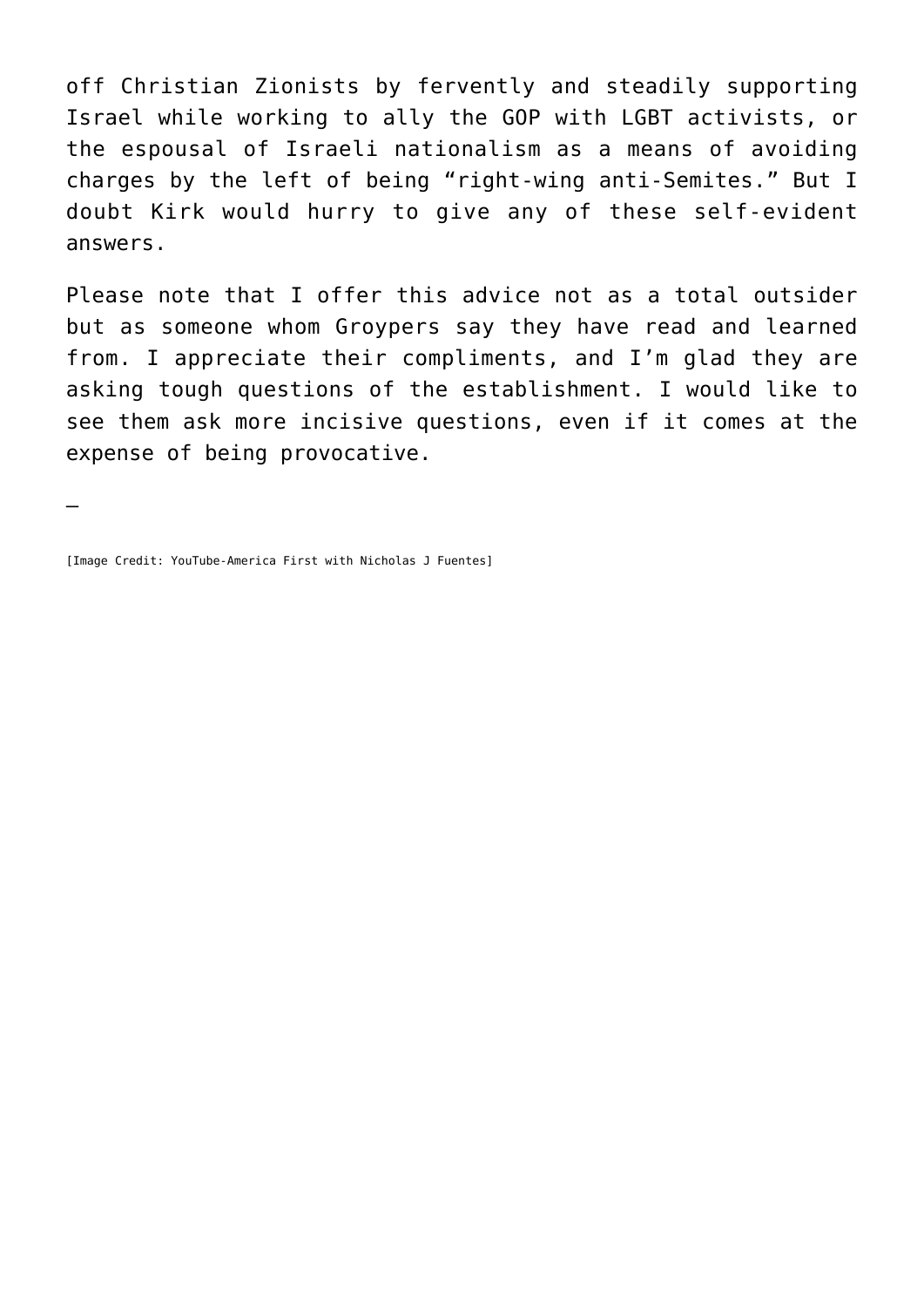off Christian Zionists by fervently and steadily supporting Israel while working to ally the GOP with LGBT activists, or the espousal of Israeli nationalism as a means of avoiding charges by the left of being “right-wing anti-Semites.” But I doubt Kirk would hurry to give any of these self-evident answers.

Please note that I offer this advice not as a total outsider but as someone whom Groypers say they have read and learned from. I appreciate their compliments, and I’m glad they are asking tough questions of the establishment. I would like to see them ask more incisive questions, even if it comes at the expense of being provocative.

—

[Image Credit: YouTube-America First with Nicholas J Fuentes]